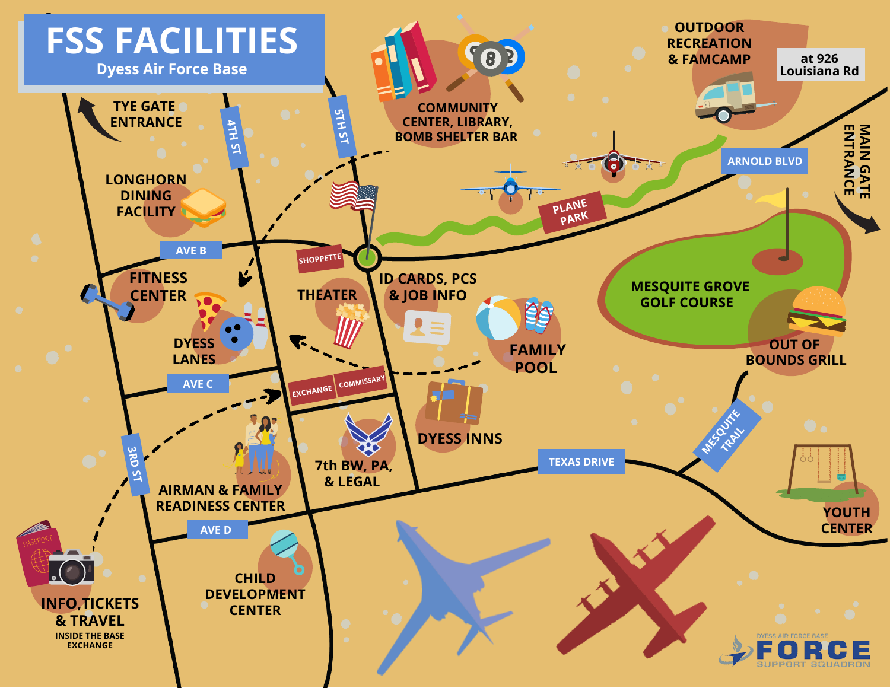# FSS FACILITIES

## Dyess Air Force Base

TYE GATE ENTRANCE

4TH ST

5TH ST

COMMUNITY CENTER, LIBRARY, BOMB SHELTER BAR

OUTDOOR RECREATION & FAMCAMP

at 926 Louisiana Rd

ARNOLD BLVD

MAIN GATE ENTRANCE

LONGHORN DINING FACILITY

PLANE PARK

AVE B

SHOPPETTE

FITNESS CENTER

THEATER

ID CARDS, PCS & JOB INFO

MESQUITE GROVE GOLF COURSE

DYESS LANES

FAMILY POOL

OUT OF BOUNDS GRILL

AVE C

EXCHANGE

COMMISSARY

DYESS INNS

3RD ST

7th BW, PA, & LEGAL

TEXAS DRIVE

MESQUITE TRAIL

AIRMAN & FAMILY READINESS CENTER

YOUTH CENTER

AVE D

CHILD DEVELOPMENT CENTER

INFO,TICKETS & TRAVEL

INSIDE THE BASE EXCHANGE

DYESS AIR FORCE BASE FORCE SUPPORT SQUADRON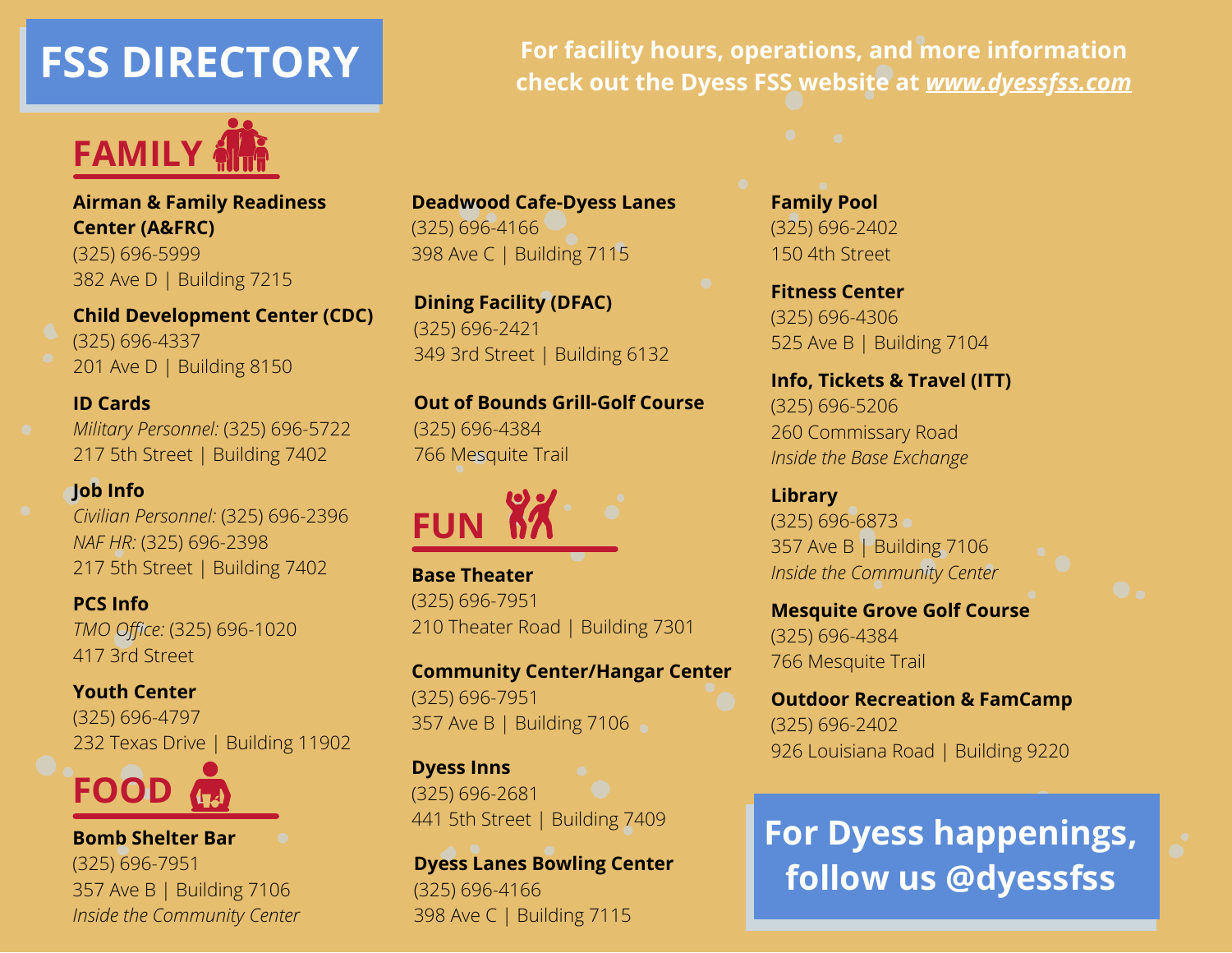# FSS DIRECTORY

**For facility hours, operations, and more information check out the Dyess FSS website at *www.dyessfss.com***

## FAMILY

**Airman & Family Readiness Center (A&FRC)**
(325) 696-5999
382 Ave D | Building 7215

**Child Development Center (CDC)**
(325) 696-4337
201 Ave D | Building 8150

**ID Cards**
*Military Personnel:* (325) 696-5722
217 5th Street | Building 7402

**Job Info**
*Civilian Personnel:* (325) 696-2396
*NAF HR:* (325) 696-2398
217 5th Street | Building 7402

**PCS Info**
*TMO Office:* (325) 696-1020
417 3rd Street

**Youth Center**
(325) 696-4797
232 Texas Drive | Building 11902

## FOOD

**Bomb Shelter Bar**
(325) 696-7951
357 Ave B | Building 7106
*Inside the Community Center*

**Deadwood Cafe-Dyess Lanes**
(325) 696-4166
398 Ave C | Building 7115

**Dining Facility (DFAC)**
(325) 696-2421
349 3rd Street | Building 6132

**Out of Bounds Grill-Golf Course**
(325) 696-4384
766 Mesquite Trail

## FUN

**Base Theater**
(325) 696-7951
210 Theater Road | Building 7301

**Community Center/Hangar Center**
(325) 696-7951
357 Ave B | Building 7106

**Dyess Inns**
(325) 696-2681
441 5th Street | Building 7409

**Dyess Lanes Bowling Center**
(325) 696-4166
398 Ave C | Building 7115

**Family Pool**
(325) 696-2402
150 4th Street

**Fitness Center**
(325) 696-4306
525 Ave B | Building 7104

**Info, Tickets & Travel (ITT)**
(325) 696-5206
260 Commissary Road
*Inside the Base Exchange*

**Library**
(325) 696-6873
357 Ave B | Building 7106
*Inside the Community Center*

**Mesquite Grove Golf Course**
(325) 696-4384
766 Mesquite Trail

**Outdoor Recreation & FamCamp**
(325) 696-2402
926 Louisiana Road | Building 9220

**For Dyess happenings, follow us @dyessfss**